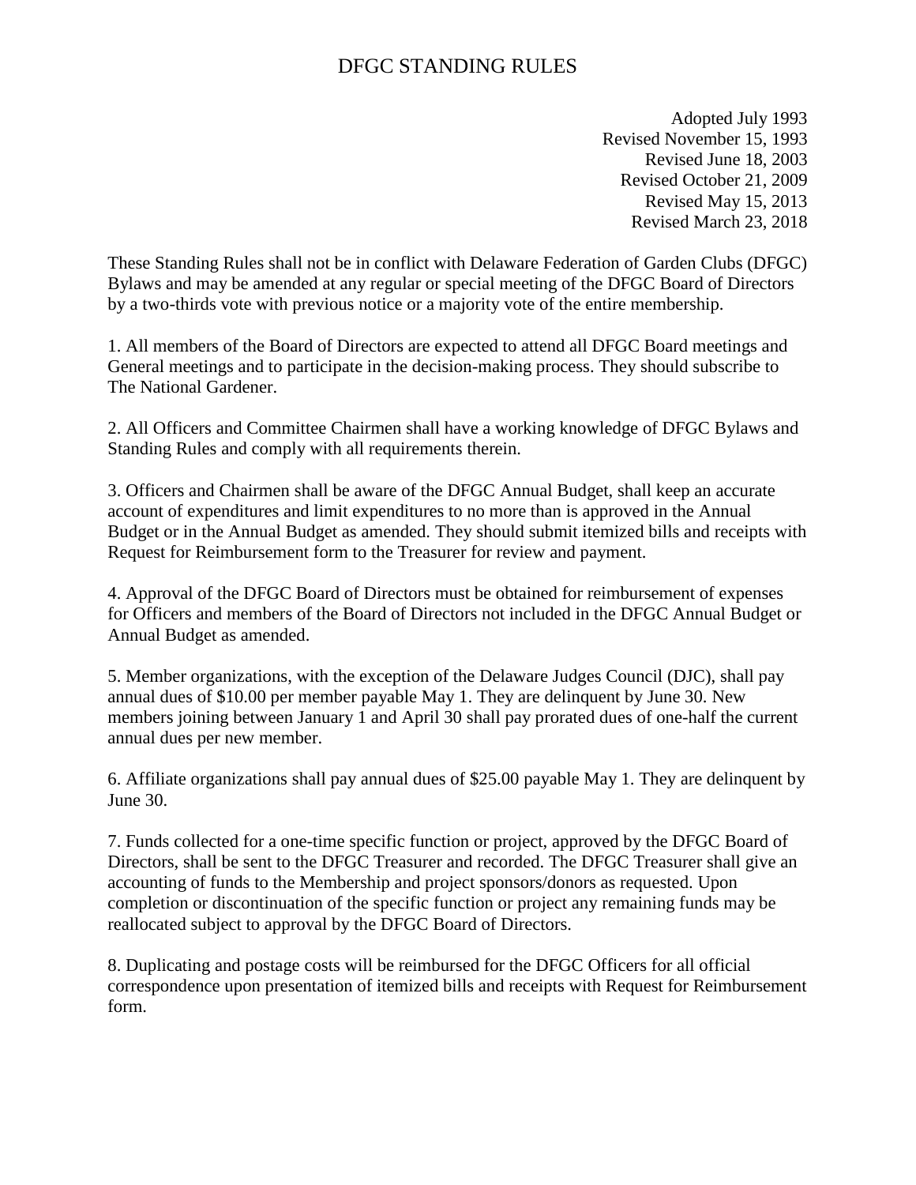# DFGC STANDING RULES

Adopted July 1993
Revised November 15, 1993
Revised June 18, 2003
Revised October 21, 2009
Revised May 15, 2013
Revised March 23, 2018

These Standing Rules shall not be in conflict with Delaware Federation of Garden Clubs (DFGC) Bylaws and may be amended at any regular or special meeting of the DFGC Board of Directors by a two-thirds vote with previous notice or a majority vote of the entire membership.

1. All members of the Board of Directors are expected to attend all DFGC Board meetings and General meetings and to participate in the decision-making process. They should subscribe to The National Gardener.

2. All Officers and Committee Chairmen shall have a working knowledge of DFGC Bylaws and Standing Rules and comply with all requirements therein.

3. Officers and Chairmen shall be aware of the DFGC Annual Budget, shall keep an accurate account of expenditures and limit expenditures to no more than is approved in the Annual Budget or in the Annual Budget as amended. They should submit itemized bills and receipts with Request for Reimbursement form to the Treasurer for review and payment.

4. Approval of the DFGC Board of Directors must be obtained for reimbursement of expenses for Officers and members of the Board of Directors not included in the DFGC Annual Budget or Annual Budget as amended.

5. Member organizations, with the exception of the Delaware Judges Council (DJC), shall pay annual dues of $10.00 per member payable May 1. They are delinquent by June 30. New members joining between January 1 and April 30 shall pay prorated dues of one-half the current annual dues per new member.

6. Affiliate organizations shall pay annual dues of $25.00 payable May 1. They are delinquent by June 30.

7. Funds collected for a one-time specific function or project, approved by the DFGC Board of Directors, shall be sent to the DFGC Treasurer and recorded. The DFGC Treasurer shall give an accounting of funds to the Membership and project sponsors/donors as requested. Upon completion or discontinuation of the specific function or project any remaining funds may be reallocated subject to approval by the DFGC Board of Directors.

8. Duplicating and postage costs will be reimbursed for the DFGC Officers for all official correspondence upon presentation of itemized bills and receipts with Request for Reimbursement form.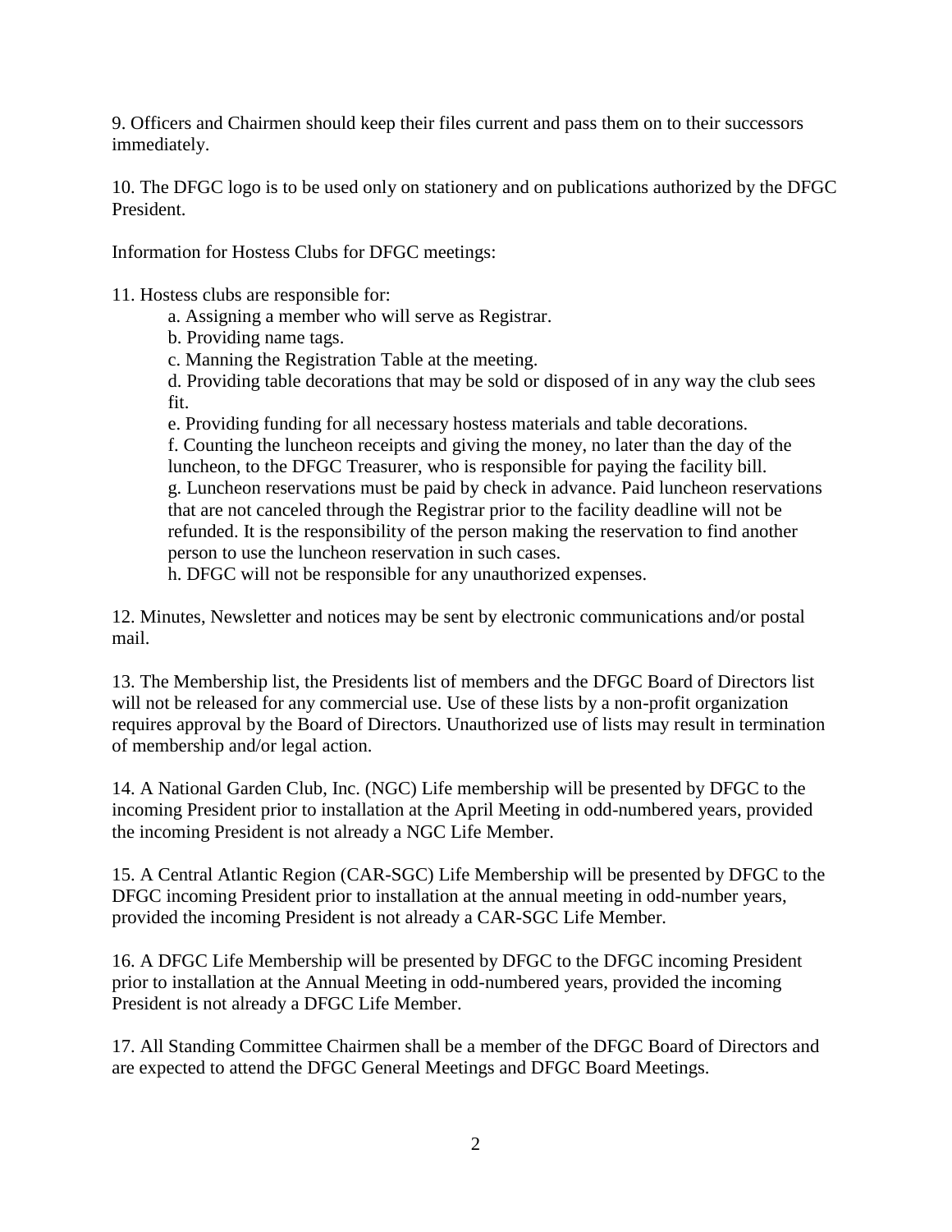9. Officers and Chairmen should keep their files current and pass them on to their successors immediately.

10. The DFGC logo is to be used only on stationery and on publications authorized by the DFGC President.

Information for Hostess Clubs for DFGC meetings:

11. Hostess clubs are responsible for:

    a. Assigning a member who will serve as Registrar.

    b. Providing name tags.

    c. Manning the Registration Table at the meeting.

    d. Providing table decorations that may be sold or disposed of in any way the club sees fit.

    e. Providing funding for all necessary hostess materials and table decorations.

    f. Counting the luncheon receipts and giving the money, no later than the day of the luncheon, to the DFGC Treasurer, who is responsible for paying the facility bill.

    g. Luncheon reservations must be paid by check in advance. Paid luncheon reservations that are not canceled through the Registrar prior to the facility deadline will not be refunded. It is the responsibility of the person making the reservation to find another person to use the luncheon reservation in such cases.

    h. DFGC will not be responsible for any unauthorized expenses.

12. Minutes, Newsletter and notices may be sent by electronic communications and/or postal mail.

13. The Membership list, the Presidents list of members and the DFGC Board of Directors list will not be released for any commercial use. Use of these lists by a non-profit organization requires approval by the Board of Directors. Unauthorized use of lists may result in termination of membership and/or legal action.

14. A National Garden Club, Inc. (NGC) Life membership will be presented by DFGC to the incoming President prior to installation at the April Meeting in odd-numbered years, provided the incoming President is not already a NGC Life Member.

15. A Central Atlantic Region (CAR-SGC) Life Membership will be presented by DFGC to the DFGC incoming President prior to installation at the annual meeting in odd-number years, provided the incoming President is not already a CAR-SGC Life Member.

16. A DFGC Life Membership will be presented by DFGC to the DFGC incoming President prior to installation at the Annual Meeting in odd-numbered years, provided the incoming President is not already a DFGC Life Member.

17. All Standing Committee Chairmen shall be a member of the DFGC Board of Directors and are expected to attend the DFGC General Meetings and DFGC Board Meetings.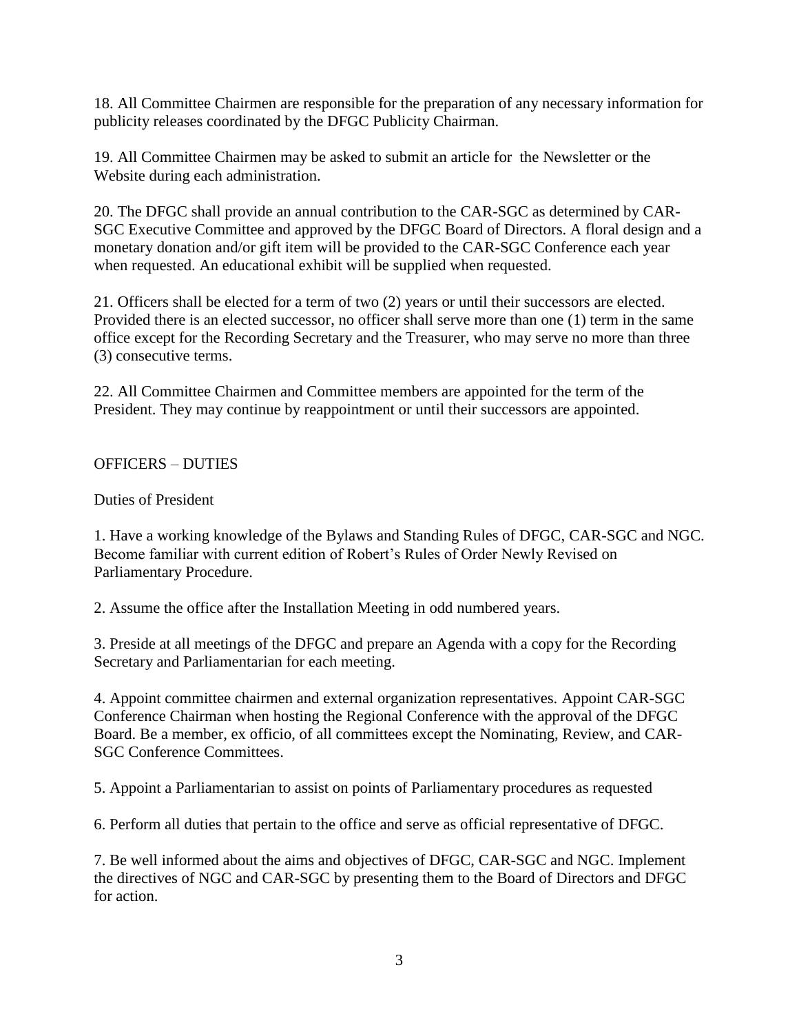18. All Committee Chairmen are responsible for the preparation of any necessary information for publicity releases coordinated by the DFGC Publicity Chairman.

19. All Committee Chairmen may be asked to submit an article for the Newsletter or the Website during each administration.

20. The DFGC shall provide an annual contribution to the CAR-SGC as determined by CAR-SGC Executive Committee and approved by the DFGC Board of Directors. A floral design and a monetary donation and/or gift item will be provided to the CAR-SGC Conference each year when requested. An educational exhibit will be supplied when requested.

21. Officers shall be elected for a term of two (2) years or until their successors are elected. Provided there is an elected successor, no officer shall serve more than one (1) term in the same office except for the Recording Secretary and the Treasurer, who may serve no more than three (3) consecutive terms.

22. All Committee Chairmen and Committee members are appointed for the term of the President. They may continue by reappointment or until their successors are appointed.

## OFFICERS – DUTIES

### Duties of President

1. Have a working knowledge of the Bylaws and Standing Rules of DFGC, CAR-SGC and NGC. Become familiar with current edition of Robert's Rules of Order Newly Revised on Parliamentary Procedure.

2. Assume the office after the Installation Meeting in odd numbered years.

3. Preside at all meetings of the DFGC and prepare an Agenda with a copy for the Recording Secretary and Parliamentarian for each meeting.

4. Appoint committee chairmen and external organization representatives. Appoint CAR-SGC Conference Chairman when hosting the Regional Conference with the approval of the DFGC Board. Be a member, ex officio, of all committees except the Nominating, Review, and CAR-SGC Conference Committees.

5. Appoint a Parliamentarian to assist on points of Parliamentary procedures as requested

6. Perform all duties that pertain to the office and serve as official representative of DFGC.

7. Be well informed about the aims and objectives of DFGC, CAR-SGC and NGC. Implement the directives of NGC and CAR-SGC by presenting them to the Board of Directors and DFGC for action.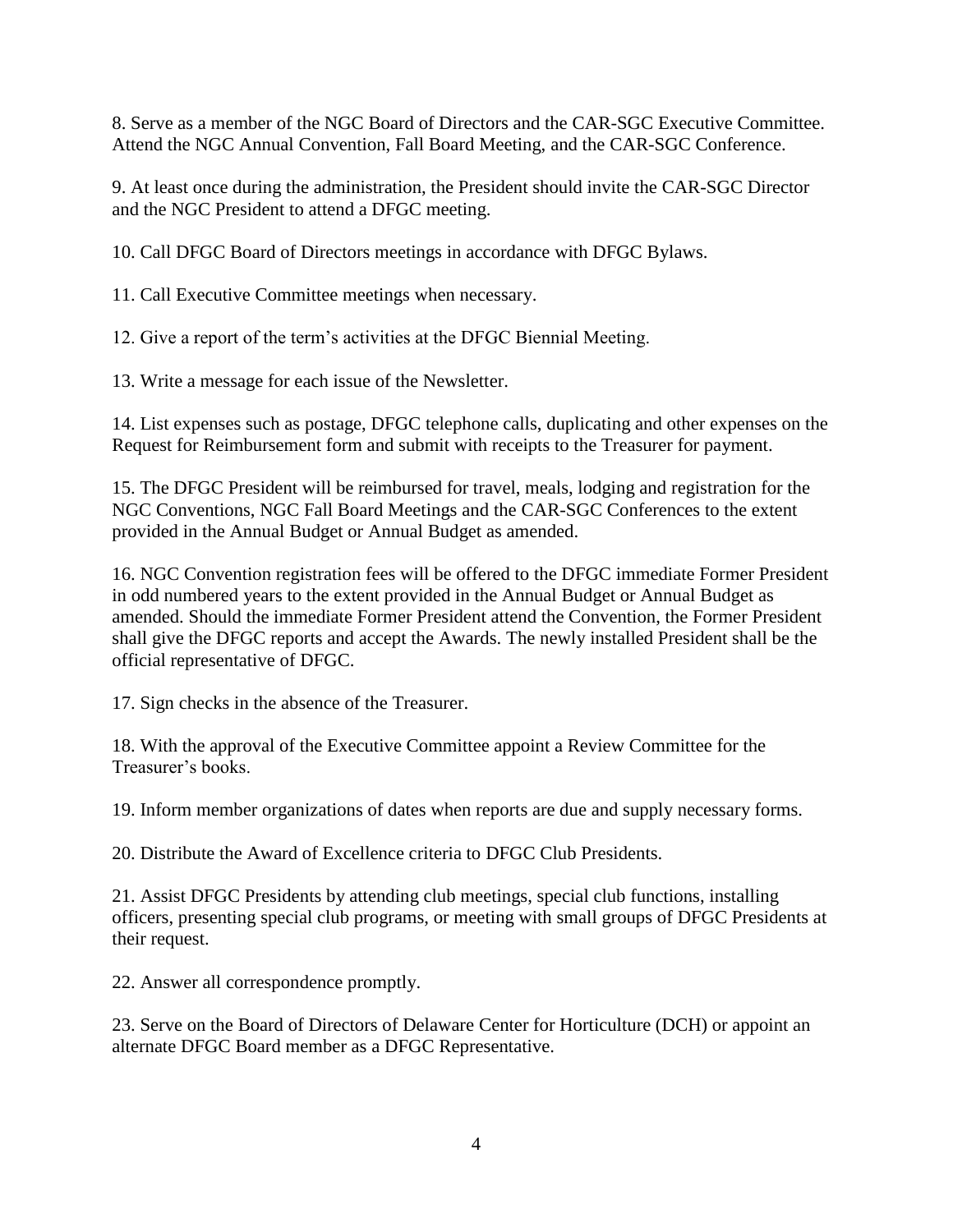8. Serve as a member of the NGC Board of Directors and the CAR-SGC Executive Committee. Attend the NGC Annual Convention, Fall Board Meeting, and the CAR-SGC Conference.

9. At least once during the administration, the President should invite the CAR-SGC Director and the NGC President to attend a DFGC meeting.

10. Call DFGC Board of Directors meetings in accordance with DFGC Bylaws.

11. Call Executive Committee meetings when necessary.

12. Give a report of the term's activities at the DFGC Biennial Meeting.

13. Write a message for each issue of the Newsletter.

14. List expenses such as postage, DFGC telephone calls, duplicating and other expenses on the Request for Reimbursement form and submit with receipts to the Treasurer for payment.

15. The DFGC President will be reimbursed for travel, meals, lodging and registration for the NGC Conventions, NGC Fall Board Meetings and the CAR-SGC Conferences to the extent provided in the Annual Budget or Annual Budget as amended.

16. NGC Convention registration fees will be offered to the DFGC immediate Former President in odd numbered years to the extent provided in the Annual Budget or Annual Budget as amended. Should the immediate Former President attend the Convention, the Former President shall give the DFGC reports and accept the Awards. The newly installed President shall be the official representative of DFGC.

17. Sign checks in the absence of the Treasurer.

18. With the approval of the Executive Committee appoint a Review Committee for the Treasurer's books.

19. Inform member organizations of dates when reports are due and supply necessary forms.

20. Distribute the Award of Excellence criteria to DFGC Club Presidents.

21. Assist DFGC Presidents by attending club meetings, special club functions, installing officers, presenting special club programs, or meeting with small groups of DFGC Presidents at their request.

22. Answer all correspondence promptly.

23. Serve on the Board of Directors of Delaware Center for Horticulture (DCH) or appoint an alternate DFGC Board member as a DFGC Representative.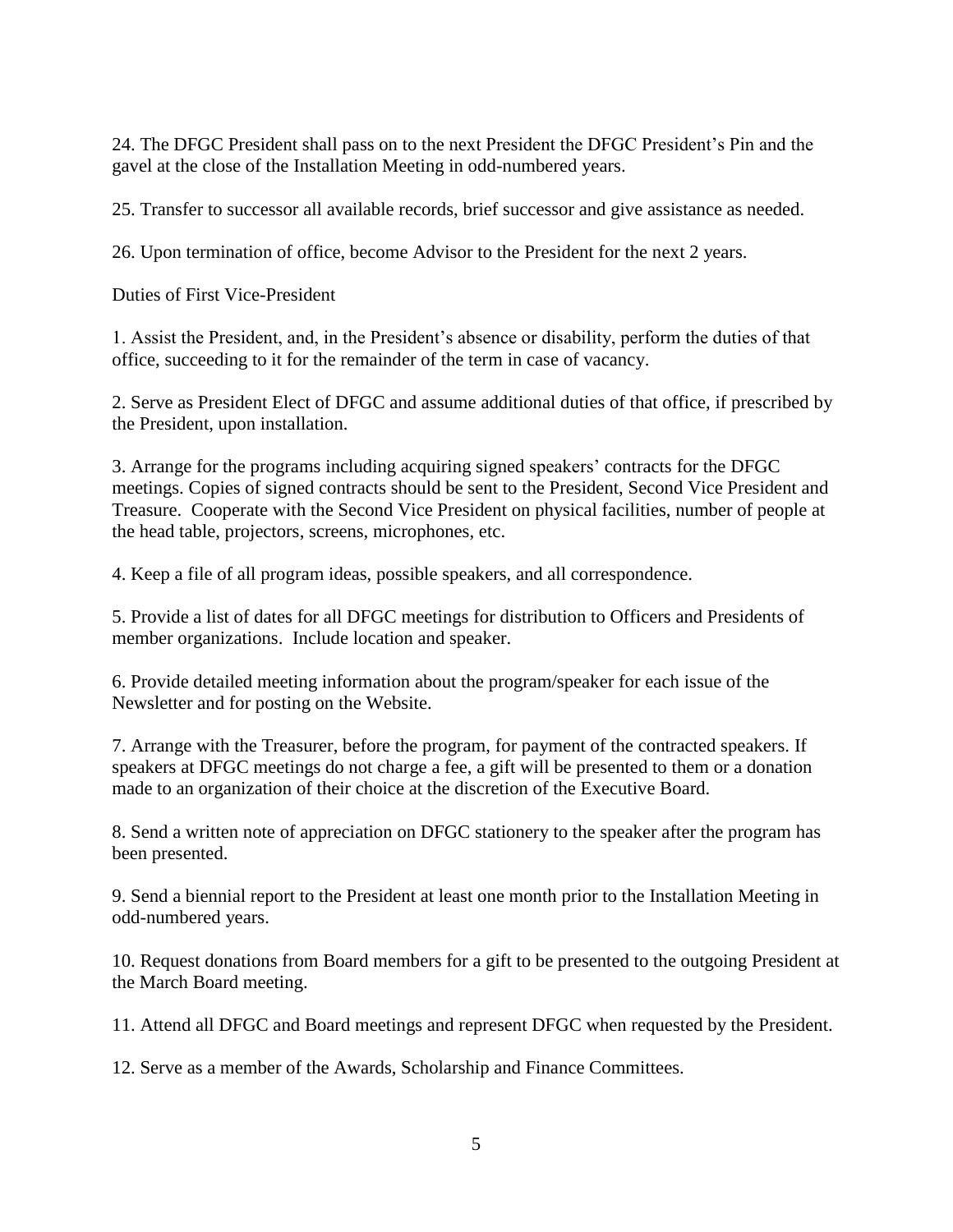24. The DFGC President shall pass on to the next President the DFGC President's Pin and the gavel at the close of the Installation Meeting in odd-numbered years.

25. Transfer to successor all available records, brief successor and give assistance as needed.

26. Upon termination of office, become Advisor to the President for the next 2 years.

Duties of First Vice-President

1. Assist the President, and, in the President's absence or disability, perform the duties of that office, succeeding to it for the remainder of the term in case of vacancy.

2. Serve as President Elect of DFGC and assume additional duties of that office, if prescribed by the President, upon installation.

3. Arrange for the programs including acquiring signed speakers' contracts for the DFGC meetings. Copies of signed contracts should be sent to the President, Second Vice President and Treasure. Cooperate with the Second Vice President on physical facilities, number of people at the head table, projectors, screens, microphones, etc.

4. Keep a file of all program ideas, possible speakers, and all correspondence.

5. Provide a list of dates for all DFGC meetings for distribution to Officers and Presidents of member organizations. Include location and speaker.

6. Provide detailed meeting information about the program/speaker for each issue of the Newsletter and for posting on the Website.

7. Arrange with the Treasurer, before the program, for payment of the contracted speakers. If speakers at DFGC meetings do not charge a fee, a gift will be presented to them or a donation made to an organization of their choice at the discretion of the Executive Board.

8. Send a written note of appreciation on DFGC stationery to the speaker after the program has been presented.

9. Send a biennial report to the President at least one month prior to the Installation Meeting in odd-numbered years.

10. Request donations from Board members for a gift to be presented to the outgoing President at the March Board meeting.

11. Attend all DFGC and Board meetings and represent DFGC when requested by the President.

12. Serve as a member of the Awards, Scholarship and Finance Committees.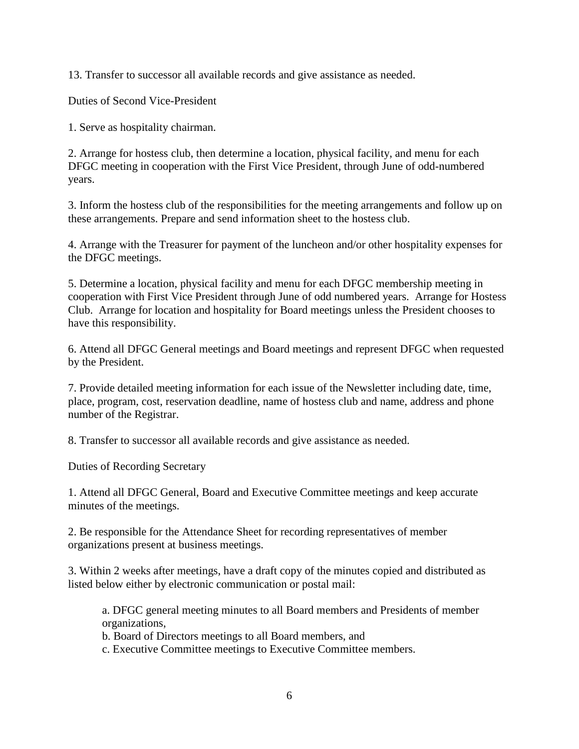13. Transfer to successor all available records and give assistance as needed.

Duties of Second Vice-President

1. Serve as hospitality chairman.

2. Arrange for hostess club, then determine a location, physical facility, and menu for each DFGC meeting in cooperation with the First Vice President, through June of odd-numbered years.

3. Inform the hostess club of the responsibilities for the meeting arrangements and follow up on these arrangements. Prepare and send information sheet to the hostess club.

4. Arrange with the Treasurer for payment of the luncheon and/or other hospitality expenses for the DFGC meetings.

5. Determine a location, physical facility and menu for each DFGC membership meeting in cooperation with First Vice President through June of odd numbered years. Arrange for Hostess Club. Arrange for location and hospitality for Board meetings unless the President chooses to have this responsibility.

6. Attend all DFGC General meetings and Board meetings and represent DFGC when requested by the President.

7. Provide detailed meeting information for each issue of the Newsletter including date, time, place, program, cost, reservation deadline, name of hostess club and name, address and phone number of the Registrar.

8. Transfer to successor all available records and give assistance as needed.

Duties of Recording Secretary

1. Attend all DFGC General, Board and Executive Committee meetings and keep accurate minutes of the meetings.

2. Be responsible for the Attendance Sheet for recording representatives of member organizations present at business meetings.

3. Within 2 weeks after meetings, have a draft copy of the minutes copied and distributed as listed below either by electronic communication or postal mail:

> a. DFGC general meeting minutes to all Board members and Presidents of member organizations,
> b. Board of Directors meetings to all Board members, and
> c. Executive Committee meetings to Executive Committee members.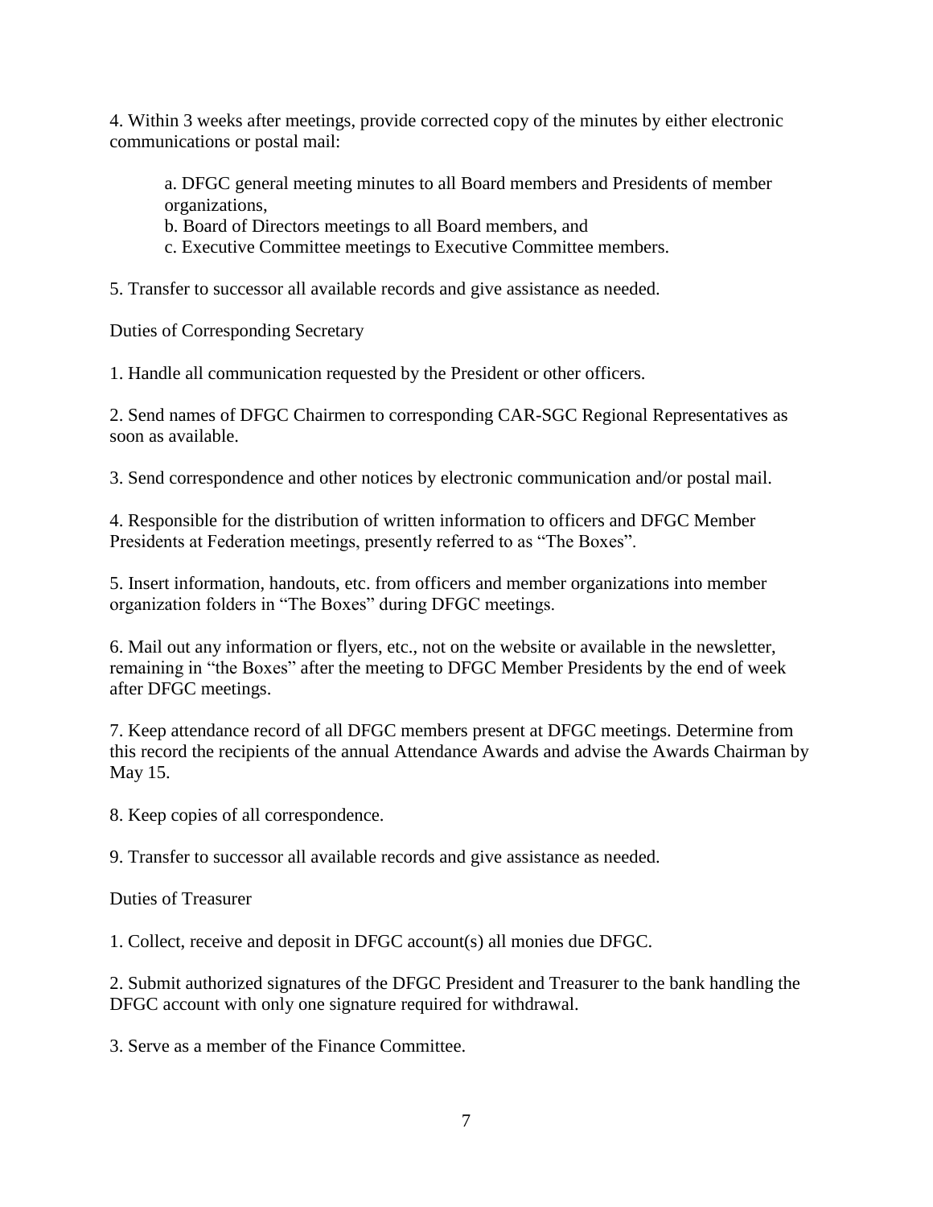4. Within 3 weeks after meetings, provide corrected copy of the minutes by either electronic communications or postal mail:

   a. DFGC general meeting minutes to all Board members and Presidents of member organizations,
   b. Board of Directors meetings to all Board members, and
   c. Executive Committee meetings to Executive Committee members.

5. Transfer to successor all available records and give assistance as needed.

Duties of Corresponding Secretary

1. Handle all communication requested by the President or other officers.

2. Send names of DFGC Chairmen to corresponding CAR-SGC Regional Representatives as soon as available.

3. Send correspondence and other notices by electronic communication and/or postal mail.

4. Responsible for the distribution of written information to officers and DFGC Member Presidents at Federation meetings, presently referred to as "The Boxes".

5. Insert information, handouts, etc. from officers and member organizations into member organization folders in "The Boxes" during DFGC meetings.

6. Mail out any information or flyers, etc., not on the website or available in the newsletter, remaining in "the Boxes" after the meeting to DFGC Member Presidents by the end of week after DFGC meetings.

7. Keep attendance record of all DFGC members present at DFGC meetings. Determine from this record the recipients of the annual Attendance Awards and advise the Awards Chairman by May 15.

8. Keep copies of all correspondence.

9. Transfer to successor all available records and give assistance as needed.

Duties of Treasurer

1. Collect, receive and deposit in DFGC account(s) all monies due DFGC.

2. Submit authorized signatures of the DFGC President and Treasurer to the bank handling the DFGC account with only one signature required for withdrawal.

3. Serve as a member of the Finance Committee.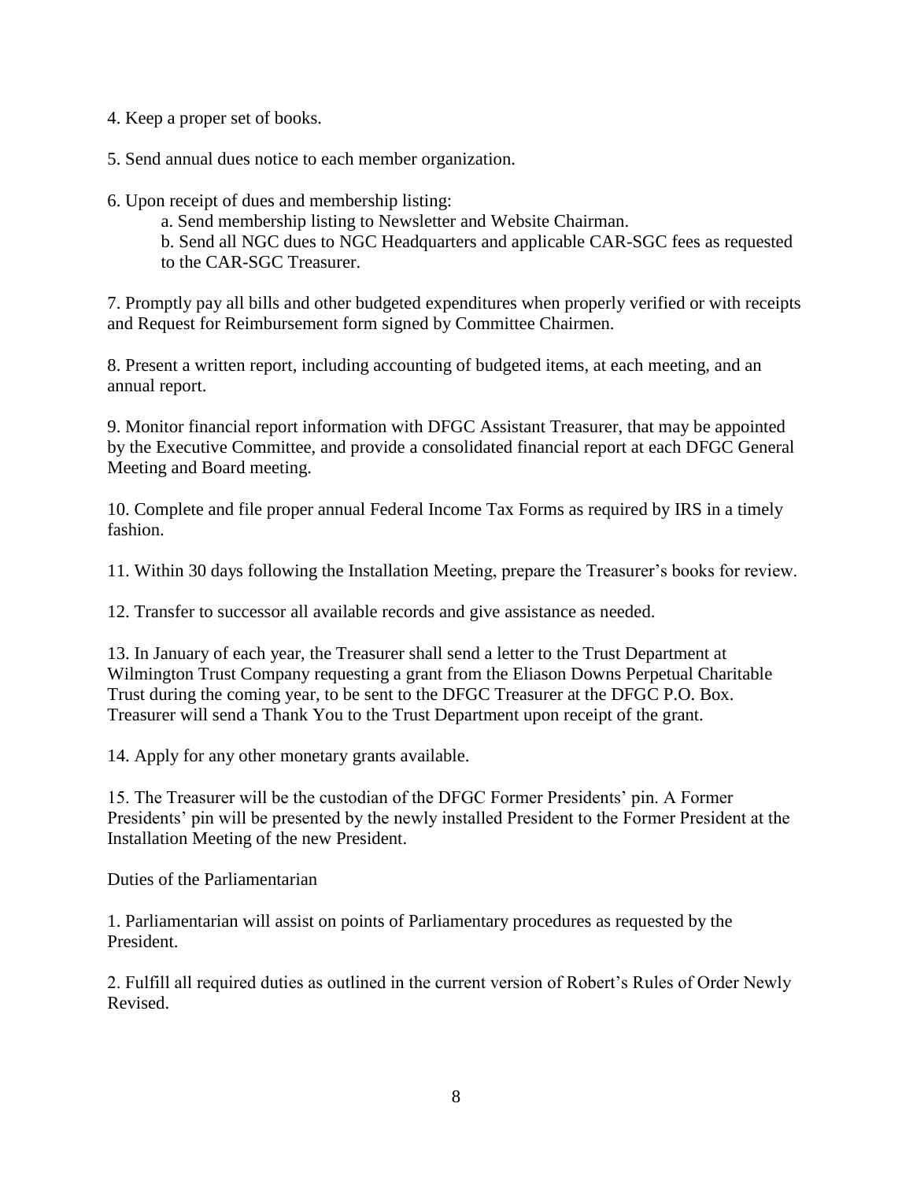4. Keep a proper set of books.

5. Send annual dues notice to each member organization.

6. Upon receipt of dues and membership listing:

   a. Send membership listing to Newsletter and Website Chairman.

   b. Send all NGC dues to NGC Headquarters and applicable CAR-SGC fees as requested to the CAR-SGC Treasurer.

7. Promptly pay all bills and other budgeted expenditures when properly verified or with receipts and Request for Reimbursement form signed by Committee Chairmen.

8. Present a written report, including accounting of budgeted items, at each meeting, and an annual report.

9. Monitor financial report information with DFGC Assistant Treasurer, that may be appointed by the Executive Committee, and provide a consolidated financial report at each DFGC General Meeting and Board meeting.

10. Complete and file proper annual Federal Income Tax Forms as required by IRS in a timely fashion.

11. Within 30 days following the Installation Meeting, prepare the Treasurer's books for review.

12. Transfer to successor all available records and give assistance as needed.

13. In January of each year, the Treasurer shall send a letter to the Trust Department at Wilmington Trust Company requesting a grant from the Eliason Downs Perpetual Charitable Trust during the coming year, to be sent to the DFGC Treasurer at the DFGC P.O. Box. Treasurer will send a Thank You to the Trust Department upon receipt of the grant.

14. Apply for any other monetary grants available.

15. The Treasurer will be the custodian of the DFGC Former Presidents' pin. A Former Presidents' pin will be presented by the newly installed President to the Former President at the Installation Meeting of the new President.

Duties of the Parliamentarian

1. Parliamentarian will assist on points of Parliamentary procedures as requested by the President.

2. Fulfill all required duties as outlined in the current version of Robert's Rules of Order Newly Revised.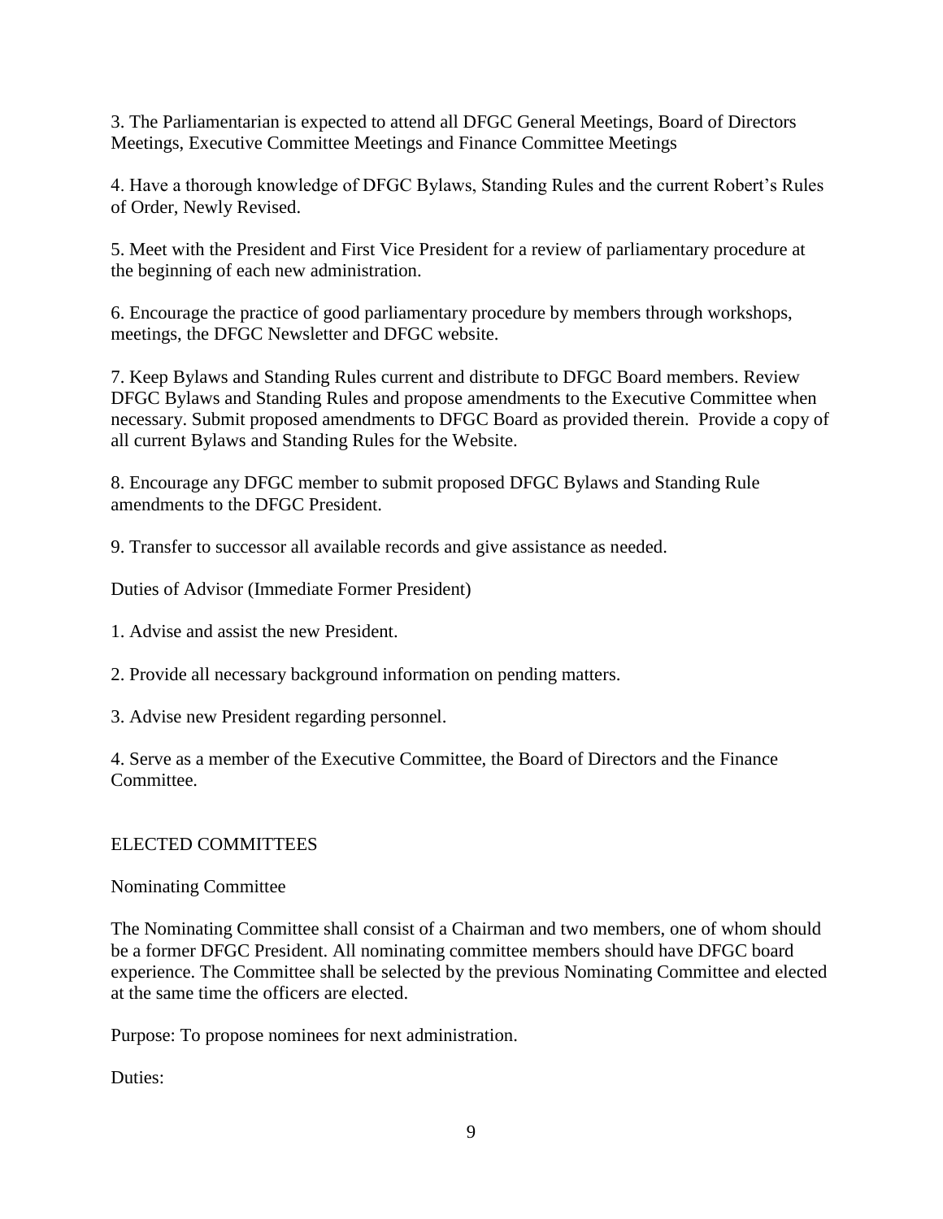3. The Parliamentarian is expected to attend all DFGC General Meetings, Board of Directors Meetings, Executive Committee Meetings and Finance Committee Meetings

4. Have a thorough knowledge of DFGC Bylaws, Standing Rules and the current Robert's Rules of Order, Newly Revised.

5. Meet with the President and First Vice President for a review of parliamentary procedure at the beginning of each new administration.

6. Encourage the practice of good parliamentary procedure by members through workshops, meetings, the DFGC Newsletter and DFGC website.

7. Keep Bylaws and Standing Rules current and distribute to DFGC Board members. Review DFGC Bylaws and Standing Rules and propose amendments to the Executive Committee when necessary. Submit proposed amendments to DFGC Board as provided therein. Provide a copy of all current Bylaws and Standing Rules for the Website.

8. Encourage any DFGC member to submit proposed DFGC Bylaws and Standing Rule amendments to the DFGC President.

9. Transfer to successor all available records and give assistance as needed.

Duties of Advisor (Immediate Former President)

1. Advise and assist the new President.

2. Provide all necessary background information on pending matters.

3. Advise new President regarding personnel.

4. Serve as a member of the Executive Committee, the Board of Directors and the Finance Committee.

## ELECTED COMMITTEES

### Nominating Committee

The Nominating Committee shall consist of a Chairman and two members, one of whom should be a former DFGC President. All nominating committee members should have DFGC board experience. The Committee shall be selected by the previous Nominating Committee and elected at the same time the officers are elected.

Purpose: To propose nominees for next administration.

Duties: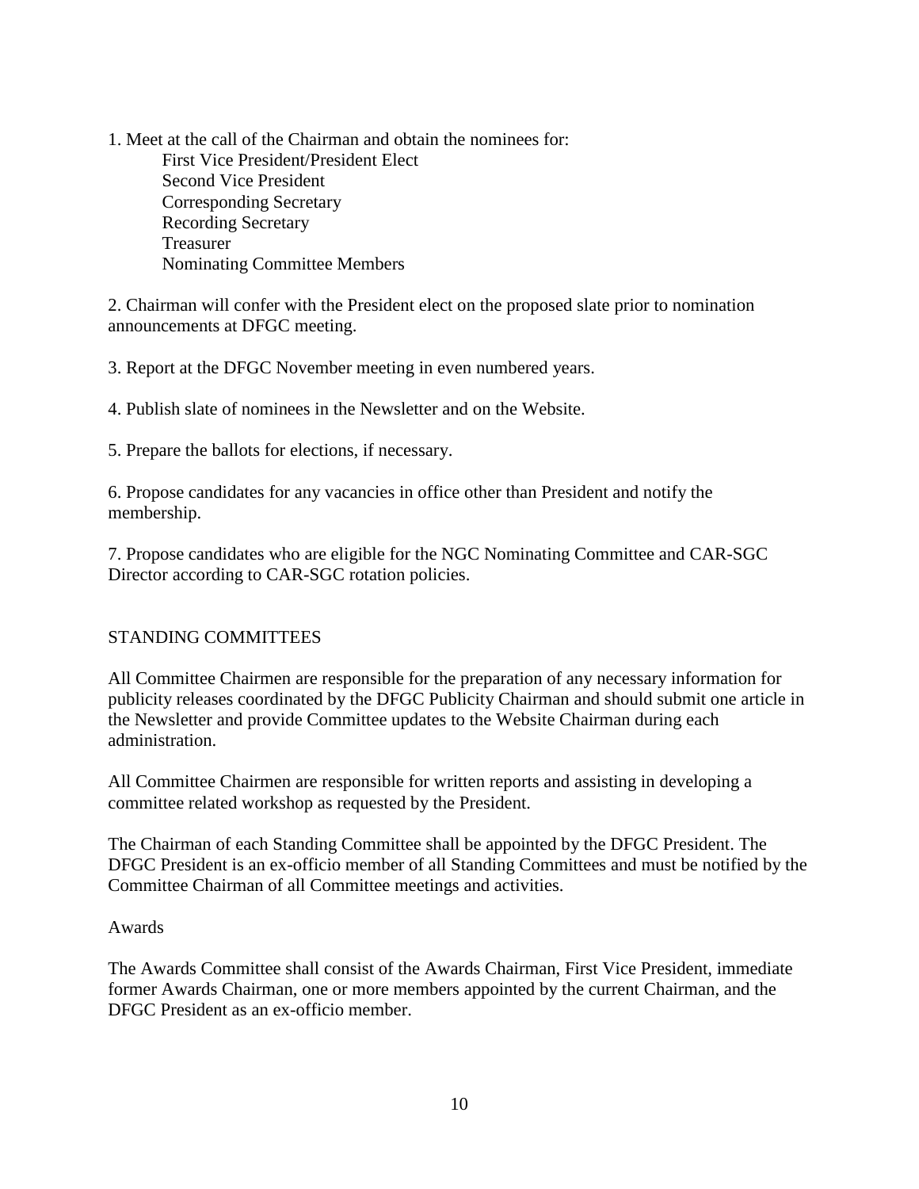1. Meet at the call of the Chairman and obtain the nominees for:
    - First Vice President/President Elect
    - Second Vice President
    - Corresponding Secretary
    - Recording Secretary
    - Treasurer
    - Nominating Committee Members

2. Chairman will confer with the President elect on the proposed slate prior to nomination announcements at DFGC meeting.

3. Report at the DFGC November meeting in even numbered years.

4. Publish slate of nominees in the Newsletter and on the Website.

5. Prepare the ballots for elections, if necessary.

6. Propose candidates for any vacancies in office other than President and notify the membership.

7. Propose candidates who are eligible for the NGC Nominating Committee and CAR-SGC Director according to CAR-SGC rotation policies.

## STANDING COMMITTEES

All Committee Chairmen are responsible for the preparation of any necessary information for publicity releases coordinated by the DFGC Publicity Chairman and should submit one article in the Newsletter and provide Committee updates to the Website Chairman during each administration.

All Committee Chairmen are responsible for written reports and assisting in developing a committee related workshop as requested by the President.

The Chairman of each Standing Committee shall be appointed by the DFGC President. The DFGC President is an ex-officio member of all Standing Committees and must be notified by the Committee Chairman of all Committee meetings and activities.

### Awards

The Awards Committee shall consist of the Awards Chairman, First Vice President, immediate former Awards Chairman, one or more members appointed by the current Chairman, and the DFGC President as an ex-officio member.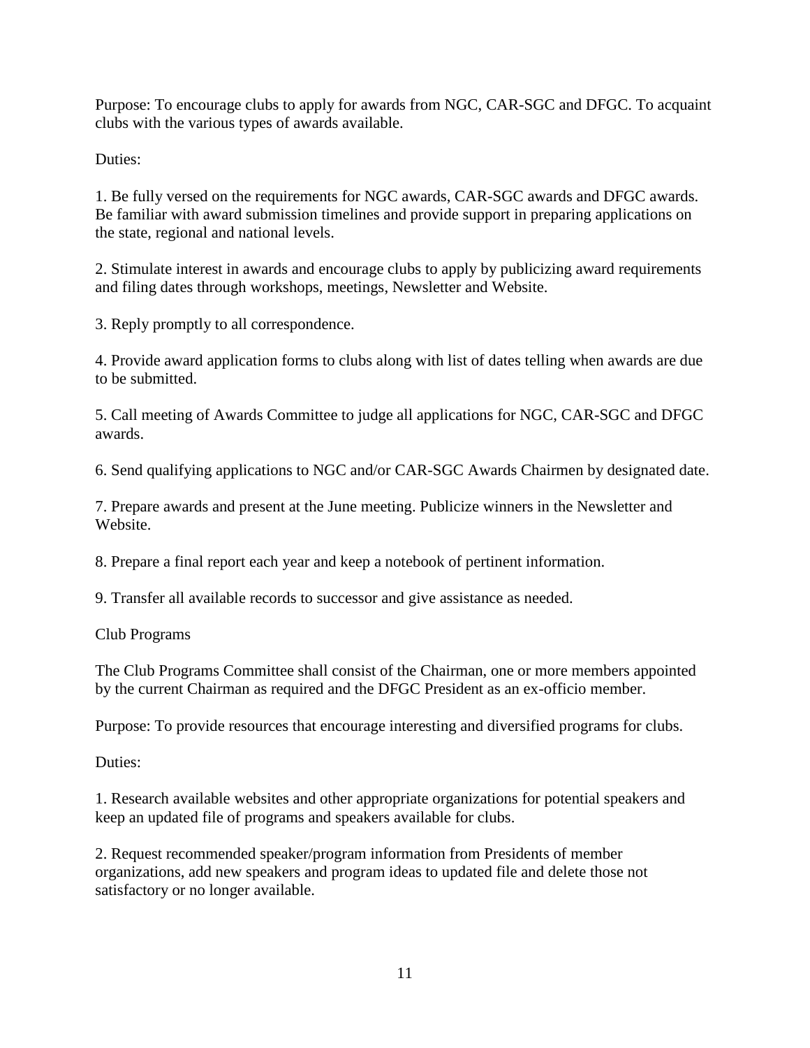Purpose: To encourage clubs to apply for awards from NGC, CAR-SGC and DFGC. To acquaint clubs with the various types of awards available.

Duties:

1. Be fully versed on the requirements for NGC awards, CAR-SGC awards and DFGC awards. Be familiar with award submission timelines and provide support in preparing applications on the state, regional and national levels.

2. Stimulate interest in awards and encourage clubs to apply by publicizing award requirements and filing dates through workshops, meetings, Newsletter and Website.

3. Reply promptly to all correspondence.

4. Provide award application forms to clubs along with list of dates telling when awards are due to be submitted.

5. Call meeting of Awards Committee to judge all applications for NGC, CAR-SGC and DFGC awards.

6. Send qualifying applications to NGC and/or CAR-SGC Awards Chairmen by designated date.

7. Prepare awards and present at the June meeting. Publicize winners in the Newsletter and Website.

8. Prepare a final report each year and keep a notebook of pertinent information.

9. Transfer all available records to successor and give assistance as needed.

## Club Programs

The Club Programs Committee shall consist of the Chairman, one or more members appointed by the current Chairman as required and the DFGC President as an ex-officio member.

Purpose: To provide resources that encourage interesting and diversified programs for clubs.

Duties:

1. Research available websites and other appropriate organizations for potential speakers and keep an updated file of programs and speakers available for clubs.

2. Request recommended speaker/program information from Presidents of member organizations, add new speakers and program ideas to updated file and delete those not satisfactory or no longer available.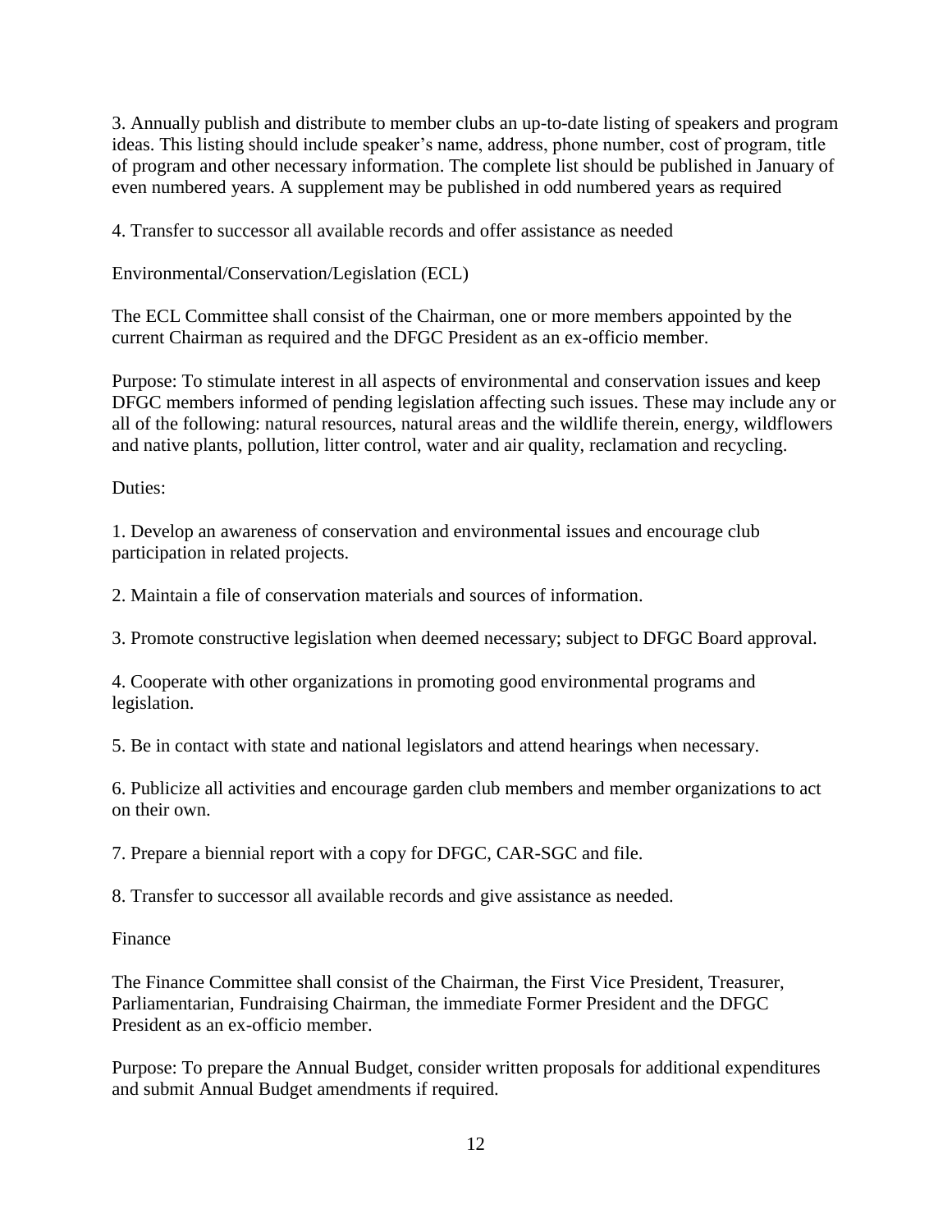3. Annually publish and distribute to member clubs an up-to-date listing of speakers and program ideas. This listing should include speaker's name, address, phone number, cost of program, title of program and other necessary information. The complete list should be published in January of even numbered years. A supplement may be published in odd numbered years as required

4. Transfer to successor all available records and offer assistance as needed

## Environmental/Conservation/Legislation (ECL)

The ECL Committee shall consist of the Chairman, one or more members appointed by the current Chairman as required and the DFGC President as an ex-officio member.

Purpose: To stimulate interest in all aspects of environmental and conservation issues and keep DFGC members informed of pending legislation affecting such issues. These may include any or all of the following: natural resources, natural areas and the wildlife therein, energy, wildflowers and native plants, pollution, litter control, water and air quality, reclamation and recycling.

Duties:

1. Develop an awareness of conservation and environmental issues and encourage club participation in related projects.

2. Maintain a file of conservation materials and sources of information.

3. Promote constructive legislation when deemed necessary; subject to DFGC Board approval.

4. Cooperate with other organizations in promoting good environmental programs and legislation.

5. Be in contact with state and national legislators and attend hearings when necessary.

6. Publicize all activities and encourage garden club members and member organizations to act on their own.

7. Prepare a biennial report with a copy for DFGC, CAR-SGC and file.

8. Transfer to successor all available records and give assistance as needed.

## Finance

The Finance Committee shall consist of the Chairman, the First Vice President, Treasurer, Parliamentarian, Fundraising Chairman, the immediate Former President and the DFGC President as an ex-officio member.

Purpose: To prepare the Annual Budget, consider written proposals for additional expenditures and submit Annual Budget amendments if required.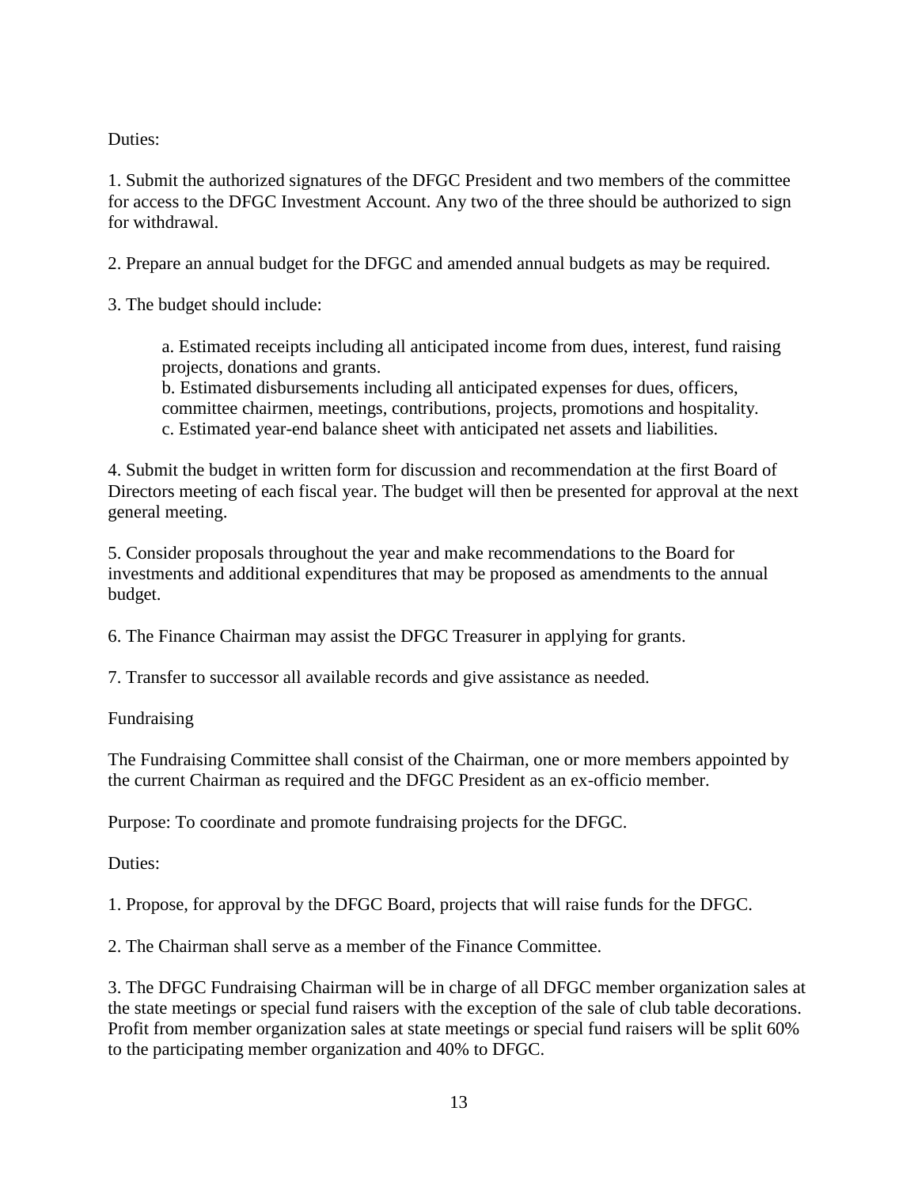Duties:

1. Submit the authorized signatures of the DFGC President and two members of the committee for access to the DFGC Investment Account. Any two of the three should be authorized to sign for withdrawal.

2. Prepare an annual budget for the DFGC and amended annual budgets as may be required.

3. The budget should include:

    a. Estimated receipts including all anticipated income from dues, interest, fund raising projects, donations and grants.
    b. Estimated disbursements including all anticipated expenses for dues, officers, committee chairmen, meetings, contributions, projects, promotions and hospitality.
    c. Estimated year-end balance sheet with anticipated net assets and liabilities.

4. Submit the budget in written form for discussion and recommendation at the first Board of Directors meeting of each fiscal year. The budget will then be presented for approval at the next general meeting.

5. Consider proposals throughout the year and make recommendations to the Board for investments and additional expenditures that may be proposed as amendments to the annual budget.

6. The Finance Chairman may assist the DFGC Treasurer in applying for grants.

7. Transfer to successor all available records and give assistance as needed.

## Fundraising

The Fundraising Committee shall consist of the Chairman, one or more members appointed by the current Chairman as required and the DFGC President as an ex-officio member.

Purpose: To coordinate and promote fundraising projects for the DFGC.

Duties:

1. Propose, for approval by the DFGC Board, projects that will raise funds for the DFGC.

2. The Chairman shall serve as a member of the Finance Committee.

3. The DFGC Fundraising Chairman will be in charge of all DFGC member organization sales at the state meetings or special fund raisers with the exception of the sale of club table decorations. Profit from member organization sales at state meetings or special fund raisers will be split 60% to the participating member organization and 40% to DFGC.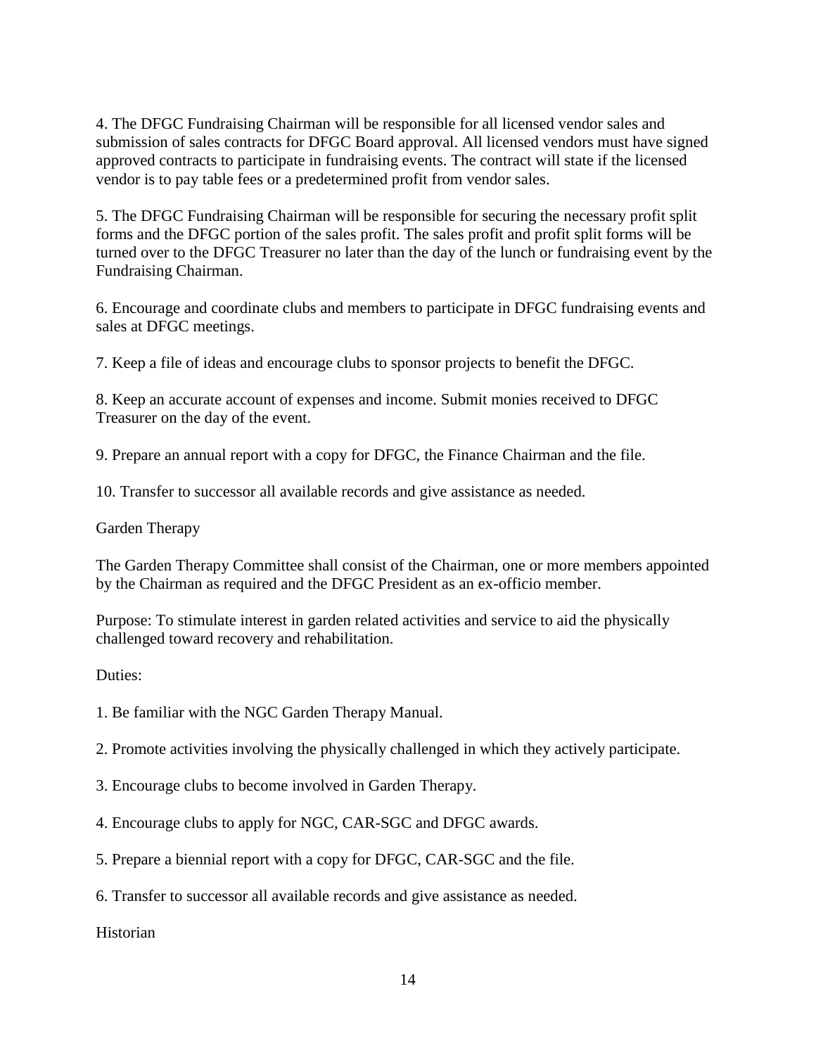4. The DFGC Fundraising Chairman will be responsible for all licensed vendor sales and submission of sales contracts for DFGC Board approval. All licensed vendors must have signed approved contracts to participate in fundraising events. The contract will state if the licensed vendor is to pay table fees or a predetermined profit from vendor sales.

5. The DFGC Fundraising Chairman will be responsible for securing the necessary profit split forms and the DFGC portion of the sales profit. The sales profit and profit split forms will be turned over to the DFGC Treasurer no later than the day of the lunch or fundraising event by the Fundraising Chairman.

6. Encourage and coordinate clubs and members to participate in DFGC fundraising events and sales at DFGC meetings.

7. Keep a file of ideas and encourage clubs to sponsor projects to benefit the DFGC.

8. Keep an accurate account of expenses and income. Submit monies received to DFGC Treasurer on the day of the event.

9. Prepare an annual report with a copy for DFGC, the Finance Chairman and the file.

10. Transfer to successor all available records and give assistance as needed.

## Garden Therapy

The Garden Therapy Committee shall consist of the Chairman, one or more members appointed by the Chairman as required and the DFGC President as an ex-officio member.

Purpose: To stimulate interest in garden related activities and service to aid the physically challenged toward recovery and rehabilitation.

Duties:

1. Be familiar with the NGC Garden Therapy Manual.

2. Promote activities involving the physically challenged in which they actively participate.

3. Encourage clubs to become involved in Garden Therapy.

4. Encourage clubs to apply for NGC, CAR-SGC and DFGC awards.

5. Prepare a biennial report with a copy for DFGC, CAR-SGC and the file.

6. Transfer to successor all available records and give assistance as needed.

## Historian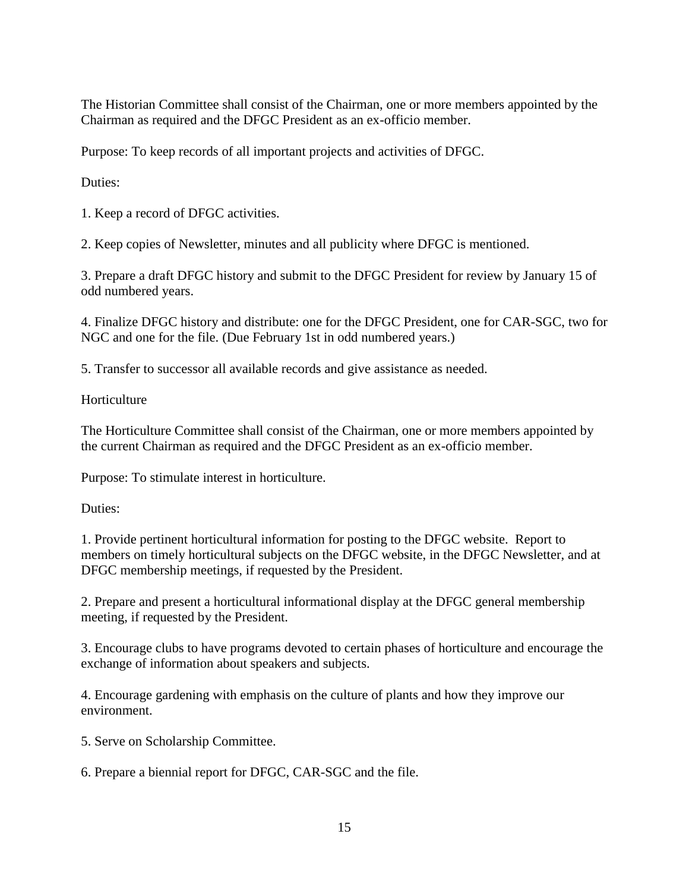The Historian Committee shall consist of the Chairman, one or more members appointed by the Chairman as required and the DFGC President as an ex-officio member.

Purpose: To keep records of all important projects and activities of DFGC.

Duties:

1. Keep a record of DFGC activities.

2. Keep copies of Newsletter, minutes and all publicity where DFGC is mentioned.

3. Prepare a draft DFGC history and submit to the DFGC President for review by January 15 of odd numbered years.

4. Finalize DFGC history and distribute: one for the DFGC President, one for CAR-SGC, two for NGC and one for the file. (Due February 1st in odd numbered years.)

5. Transfer to successor all available records and give assistance as needed.

## Horticulture

The Horticulture Committee shall consist of the Chairman, one or more members appointed by the current Chairman as required and the DFGC President as an ex-officio member.

Purpose: To stimulate interest in horticulture.

Duties:

1. Provide pertinent horticultural information for posting to the DFGC website. Report to members on timely horticultural subjects on the DFGC website, in the DFGC Newsletter, and at DFGC membership meetings, if requested by the President.

2. Prepare and present a horticultural informational display at the DFGC general membership meeting, if requested by the President.

3. Encourage clubs to have programs devoted to certain phases of horticulture and encourage the exchange of information about speakers and subjects.

4. Encourage gardening with emphasis on the culture of plants and how they improve our environment.

5. Serve on Scholarship Committee.

6. Prepare a biennial report for DFGC, CAR-SGC and the file.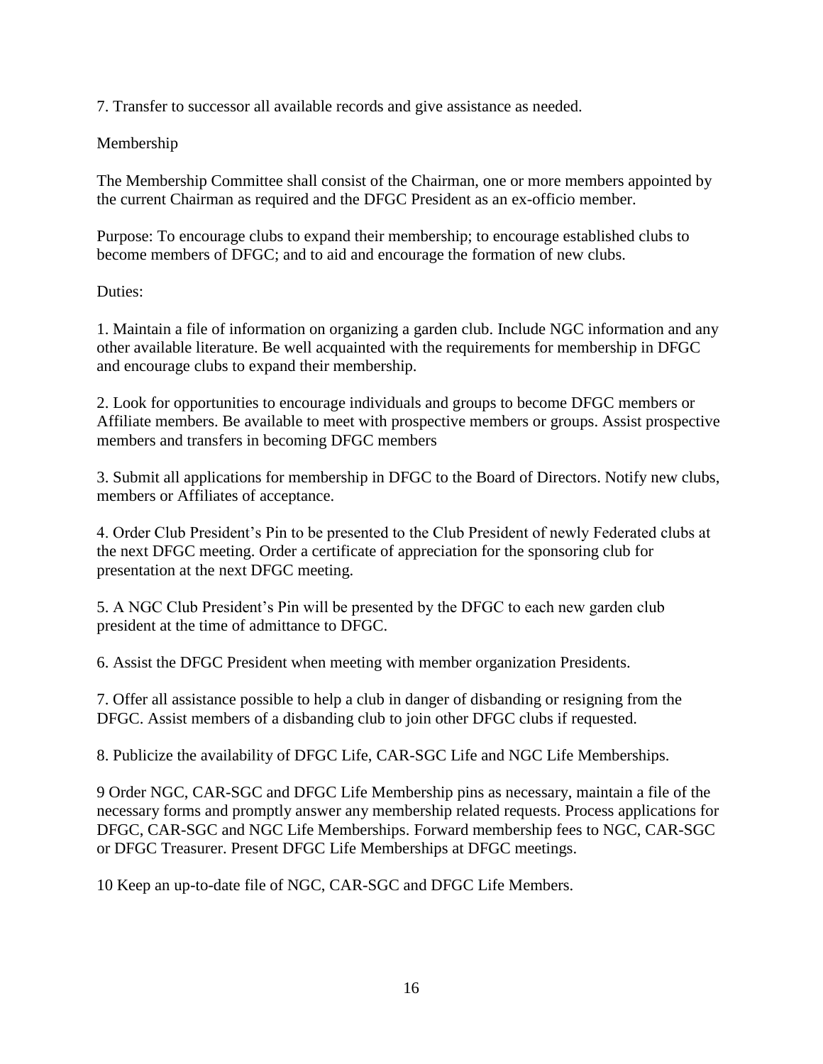7. Transfer to successor all available records and give assistance as needed.

## Membership

The Membership Committee shall consist of the Chairman, one or more members appointed by the current Chairman as required and the DFGC President as an ex-officio member.

Purpose: To encourage clubs to expand their membership; to encourage established clubs to become members of DFGC; and to aid and encourage the formation of new clubs.

Duties:

1. Maintain a file of information on organizing a garden club. Include NGC information and any other available literature. Be well acquainted with the requirements for membership in DFGC and encourage clubs to expand their membership.

2. Look for opportunities to encourage individuals and groups to become DFGC members or Affiliate members. Be available to meet with prospective members or groups. Assist prospective members and transfers in becoming DFGC members

3. Submit all applications for membership in DFGC to the Board of Directors. Notify new clubs, members or Affiliates of acceptance.

4. Order Club President's Pin to be presented to the Club President of newly Federated clubs at the next DFGC meeting. Order a certificate of appreciation for the sponsoring club for presentation at the next DFGC meeting.

5. A NGC Club President's Pin will be presented by the DFGC to each new garden club president at the time of admittance to DFGC.

6. Assist the DFGC President when meeting with member organization Presidents.

7. Offer all assistance possible to help a club in danger of disbanding or resigning from the DFGC. Assist members of a disbanding club to join other DFGC clubs if requested.

8. Publicize the availability of DFGC Life, CAR-SGC Life and NGC Life Memberships.

9 Order NGC, CAR-SGC and DFGC Life Membership pins as necessary, maintain a file of the necessary forms and promptly answer any membership related requests. Process applications for DFGC, CAR-SGC and NGC Life Memberships. Forward membership fees to NGC, CAR-SGC or DFGC Treasurer. Present DFGC Life Memberships at DFGC meetings.

10 Keep an up-to-date file of NGC, CAR-SGC and DFGC Life Members.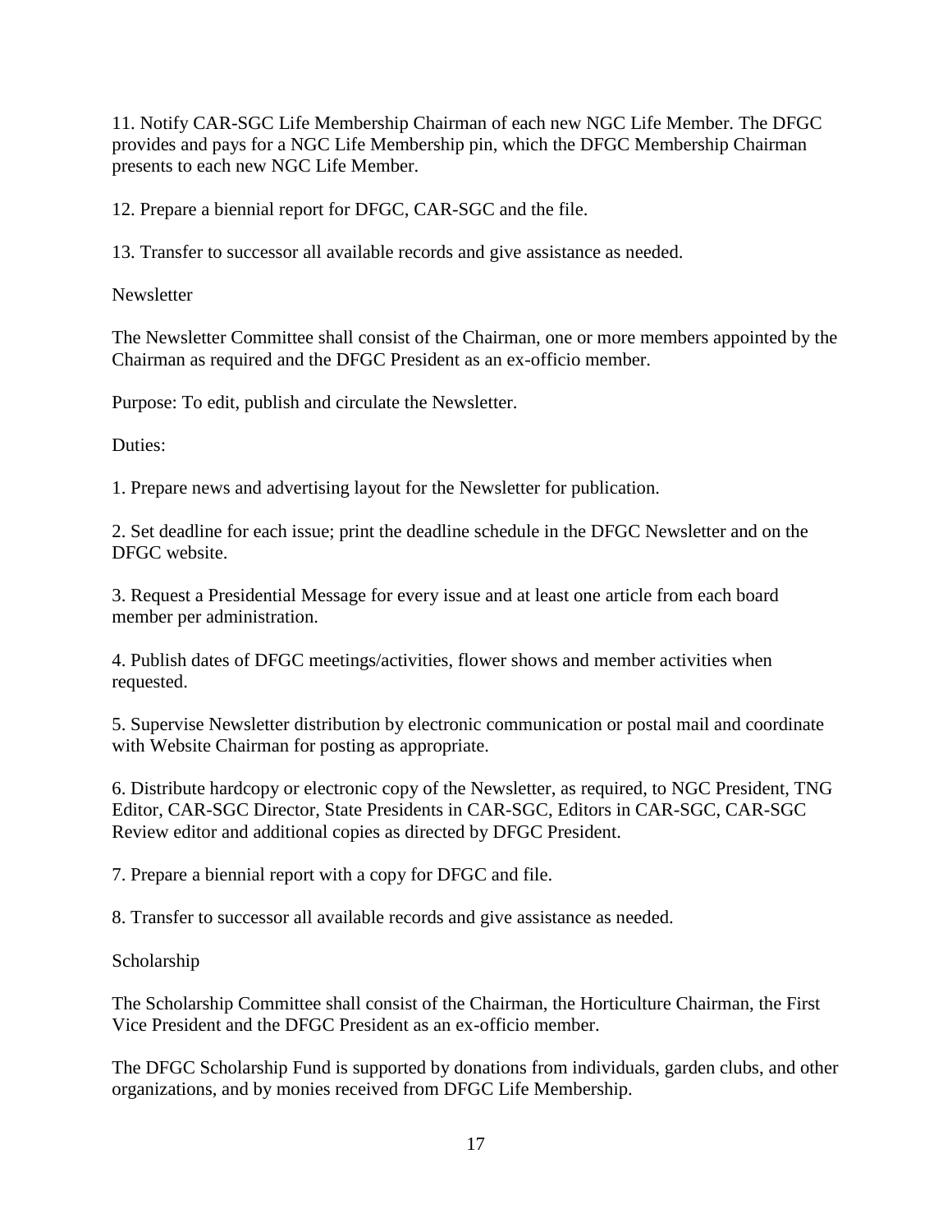11. Notify CAR-SGC Life Membership Chairman of each new NGC Life Member. The DFGC provides and pays for a NGC Life Membership pin, which the DFGC Membership Chairman presents to each new NGC Life Member.

12. Prepare a biennial report for DFGC, CAR-SGC and the file.

13. Transfer to successor all available records and give assistance as needed.

## Newsletter

The Newsletter Committee shall consist of the Chairman, one or more members appointed by the Chairman as required and the DFGC President as an ex-officio member.

Purpose: To edit, publish and circulate the Newsletter.

Duties:

1. Prepare news and advertising layout for the Newsletter for publication.

2. Set deadline for each issue; print the deadline schedule in the DFGC Newsletter and on the DFGC website.

3. Request a Presidential Message for every issue and at least one article from each board member per administration.

4. Publish dates of DFGC meetings/activities, flower shows and member activities when requested.

5. Supervise Newsletter distribution by electronic communication or postal mail and coordinate with Website Chairman for posting as appropriate.

6. Distribute hardcopy or electronic copy of the Newsletter, as required, to NGC President, TNG Editor, CAR-SGC Director, State Presidents in CAR-SGC, Editors in CAR-SGC, CAR-SGC Review editor and additional copies as directed by DFGC President.

7. Prepare a biennial report with a copy for DFGC and file.

8. Transfer to successor all available records and give assistance as needed.

## Scholarship

The Scholarship Committee shall consist of the Chairman, the Horticulture Chairman, the First Vice President and the DFGC President as an ex-officio member.

The DFGC Scholarship Fund is supported by donations from individuals, garden clubs, and other organizations, and by monies received from DFGC Life Membership.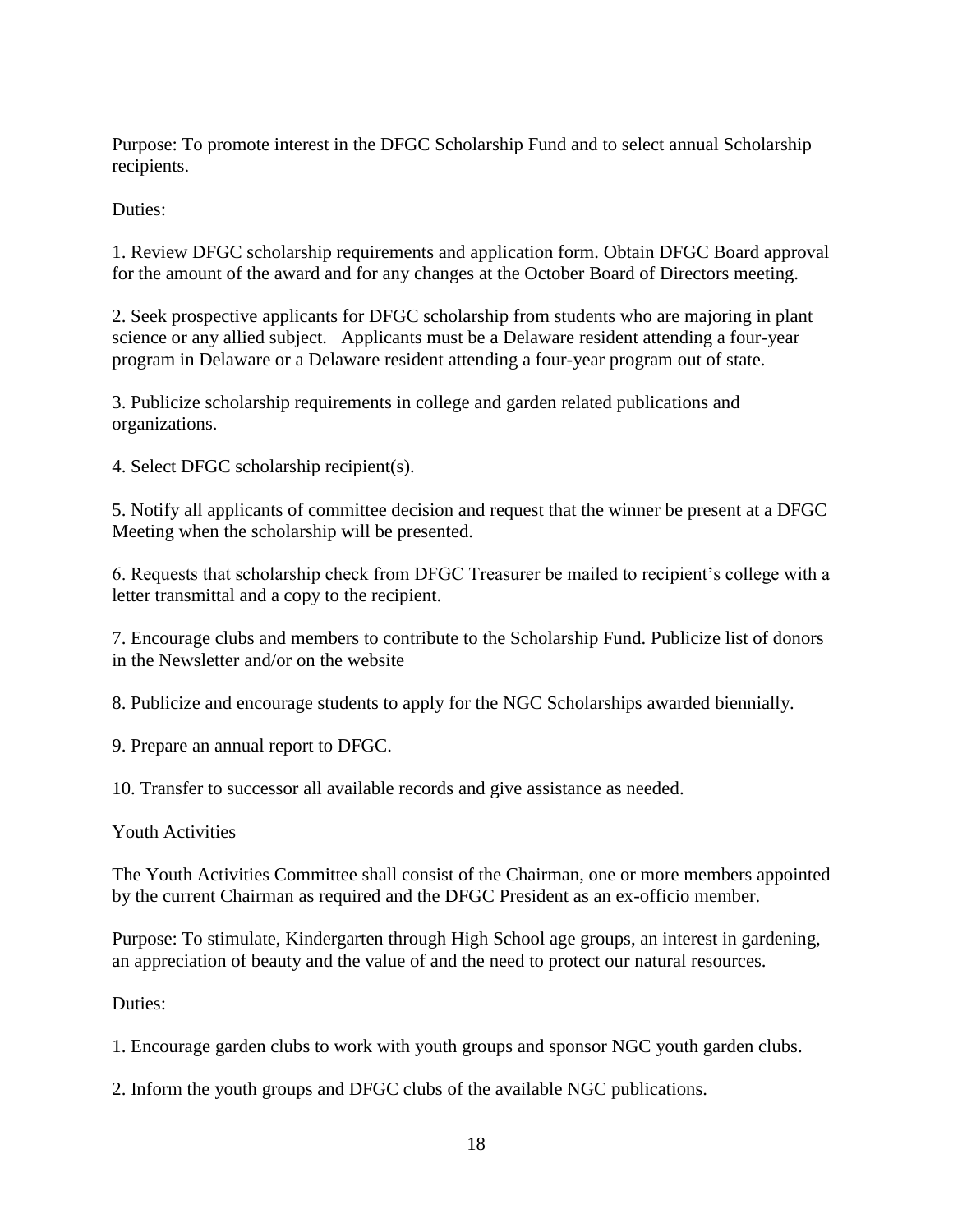Purpose: To promote interest in the DFGC Scholarship Fund and to select annual Scholarship recipients.

Duties:

1. Review DFGC scholarship requirements and application form. Obtain DFGC Board approval for the amount of the award and for any changes at the October Board of Directors meeting.

2. Seek prospective applicants for DFGC scholarship from students who are majoring in plant science or any allied subject. Applicants must be a Delaware resident attending a four-year program in Delaware or a Delaware resident attending a four-year program out of state.

3. Publicize scholarship requirements in college and garden related publications and organizations.

4. Select DFGC scholarship recipient(s).

5. Notify all applicants of committee decision and request that the winner be present at a DFGC Meeting when the scholarship will be presented.

6. Requests that scholarship check from DFGC Treasurer be mailed to recipient's college with a letter transmittal and a copy to the recipient.

7. Encourage clubs and members to contribute to the Scholarship Fund. Publicize list of donors in the Newsletter and/or on the website

8. Publicize and encourage students to apply for the NGC Scholarships awarded biennially.

9. Prepare an annual report to DFGC.

10. Transfer to successor all available records and give assistance as needed.

## Youth Activities

The Youth Activities Committee shall consist of the Chairman, one or more members appointed by the current Chairman as required and the DFGC President as an ex-officio member.

Purpose: To stimulate, Kindergarten through High School age groups, an interest in gardening, an appreciation of beauty and the value of and the need to protect our natural resources.

Duties:

1. Encourage garden clubs to work with youth groups and sponsor NGC youth garden clubs.

2. Inform the youth groups and DFGC clubs of the available NGC publications.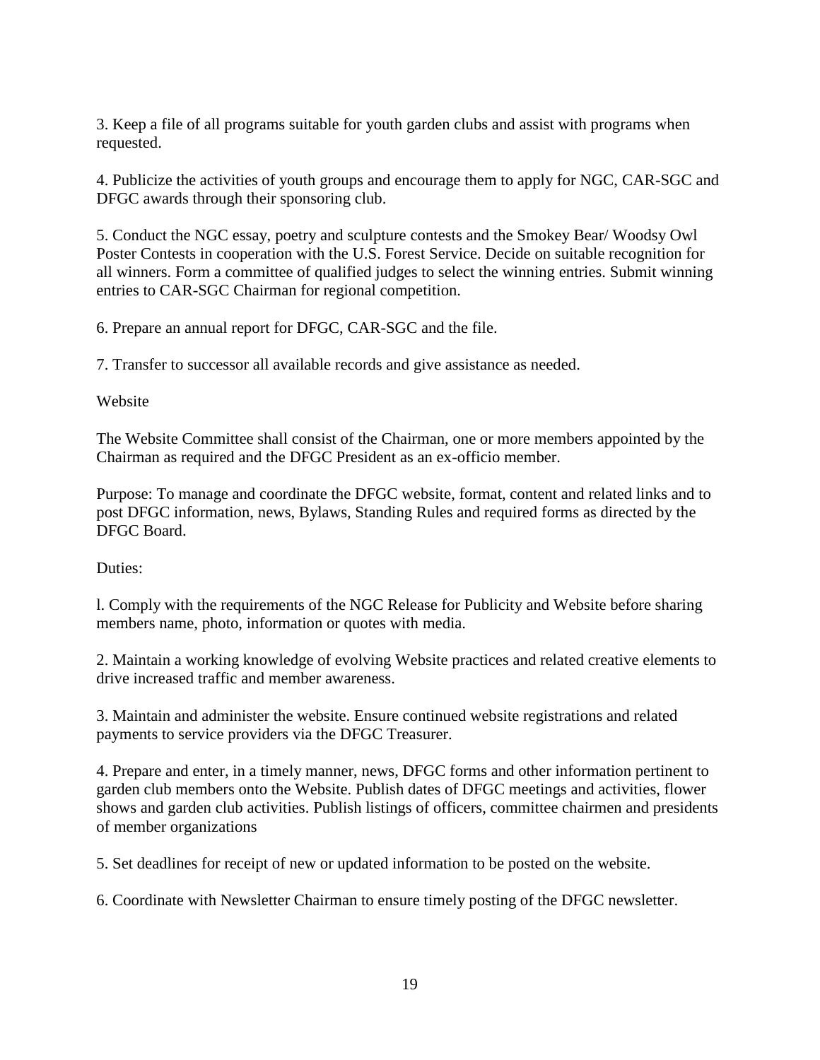3. Keep a file of all programs suitable for youth garden clubs and assist with programs when requested.

4. Publicize the activities of youth groups and encourage them to apply for NGC, CAR-SGC and DFGC awards through their sponsoring club.

5. Conduct the NGC essay, poetry and sculpture contests and the Smokey Bear/ Woodsy Owl Poster Contests in cooperation with the U.S. Forest Service. Decide on suitable recognition for all winners. Form a committee of qualified judges to select the winning entries. Submit winning entries to CAR-SGC Chairman for regional competition.

6. Prepare an annual report for DFGC, CAR-SGC and the file.

7. Transfer to successor all available records and give assistance as needed.

Website

The Website Committee shall consist of the Chairman, one or more members appointed by the Chairman as required and the DFGC President as an ex-officio member.

Purpose: To manage and coordinate the DFGC website, format, content and related links and to post DFGC information, news, Bylaws, Standing Rules and required forms as directed by the DFGC Board.

Duties:

l. Comply with the requirements of the NGC Release for Publicity and Website before sharing members name, photo, information or quotes with media.

2. Maintain a working knowledge of evolving Website practices and related creative elements to drive increased traffic and member awareness.

3. Maintain and administer the website. Ensure continued website registrations and related payments to service providers via the DFGC Treasurer.

4. Prepare and enter, in a timely manner, news, DFGC forms and other information pertinent to garden club members onto the Website. Publish dates of DFGC meetings and activities, flower shows and garden club activities. Publish listings of officers, committee chairmen and presidents of member organizations

5. Set deadlines for receipt of new or updated information to be posted on the website.

6. Coordinate with Newsletter Chairman to ensure timely posting of the DFGC newsletter.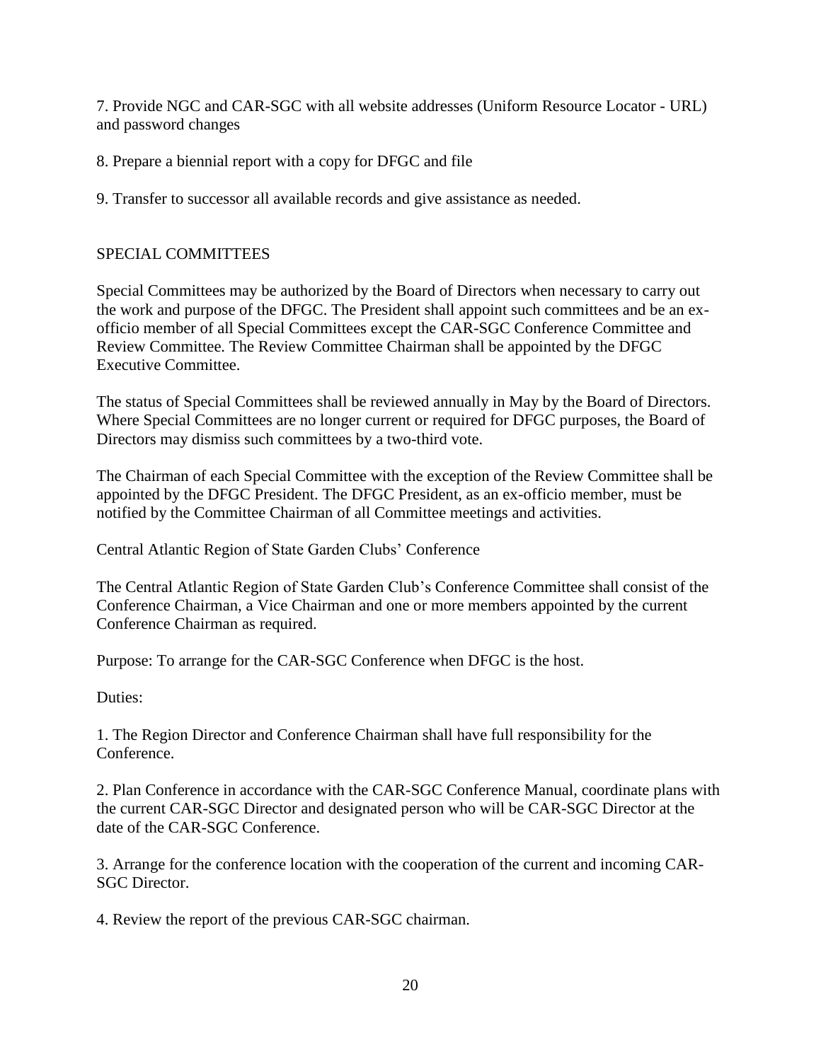7. Provide NGC and CAR-SGC with all website addresses (Uniform Resource Locator - URL) and password changes

8. Prepare a biennial report with a copy for DFGC and file

9. Transfer to successor all available records and give assistance as needed.

## SPECIAL COMMITTEES

Special Committees may be authorized by the Board of Directors when necessary to carry out the work and purpose of the DFGC. The President shall appoint such committees and be an ex-officio member of all Special Committees except the CAR-SGC Conference Committee and Review Committee. The Review Committee Chairman shall be appointed by the DFGC Executive Committee.

The status of Special Committees shall be reviewed annually in May by the Board of Directors. Where Special Committees are no longer current or required for DFGC purposes, the Board of Directors may dismiss such committees by a two-third vote.

The Chairman of each Special Committee with the exception of the Review Committee shall be appointed by the DFGC President. The DFGC President, as an ex-officio member, must be notified by the Committee Chairman of all Committee meetings and activities.

### Central Atlantic Region of State Garden Clubs' Conference

The Central Atlantic Region of State Garden Club's Conference Committee shall consist of the Conference Chairman, a Vice Chairman and one or more members appointed by the current Conference Chairman as required.

Purpose: To arrange for the CAR-SGC Conference when DFGC is the host.

Duties:

1. The Region Director and Conference Chairman shall have full responsibility for the Conference.

2. Plan Conference in accordance with the CAR-SGC Conference Manual, coordinate plans with the current CAR-SGC Director and designated person who will be CAR-SGC Director at the date of the CAR-SGC Conference.

3. Arrange for the conference location with the cooperation of the current and incoming CAR-SGC Director.

4. Review the report of the previous CAR-SGC chairman.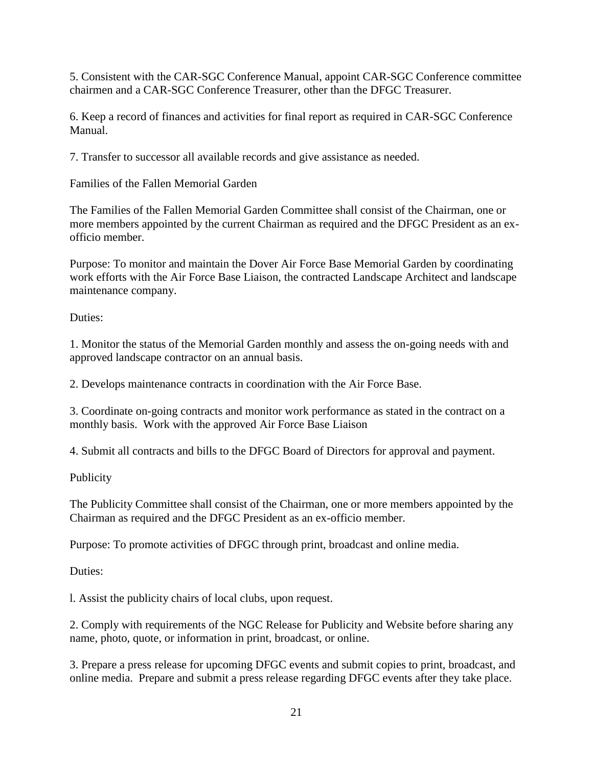5. Consistent with the CAR-SGC Conference Manual, appoint CAR-SGC Conference committee chairmen and a CAR-SGC Conference Treasurer, other than the DFGC Treasurer.

6. Keep a record of finances and activities for final report as required in CAR-SGC Conference Manual.

7. Transfer to successor all available records and give assistance as needed.

Families of the Fallen Memorial Garden

The Families of the Fallen Memorial Garden Committee shall consist of the Chairman, one or more members appointed by the current Chairman as required and the DFGC President as an ex-officio member.

Purpose: To monitor and maintain the Dover Air Force Base Memorial Garden by coordinating work efforts with the Air Force Base Liaison, the contracted Landscape Architect and landscape maintenance company.

Duties:

1. Monitor the status of the Memorial Garden monthly and assess the on-going needs with and approved landscape contractor on an annual basis.

2. Develops maintenance contracts in coordination with the Air Force Base.

3. Coordinate on-going contracts and monitor work performance as stated in the contract on a monthly basis. Work with the approved Air Force Base Liaison

4. Submit all contracts and bills to the DFGC Board of Directors for approval and payment.

Publicity

The Publicity Committee shall consist of the Chairman, one or more members appointed by the Chairman as required and the DFGC President as an ex-officio member.

Purpose: To promote activities of DFGC through print, broadcast and online media.

Duties:

l. Assist the publicity chairs of local clubs, upon request.

2. Comply with requirements of the NGC Release for Publicity and Website before sharing any name, photo, quote, or information in print, broadcast, or online.

3. Prepare a press release for upcoming DFGC events and submit copies to print, broadcast, and online media. Prepare and submit a press release regarding DFGC events after they take place.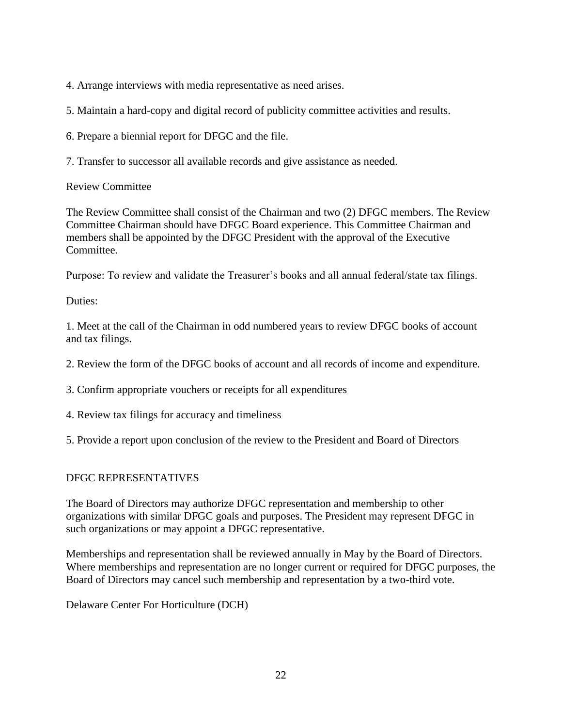4. Arrange interviews with media representative as need arises.

5. Maintain a hard-copy and digital record of publicity committee activities and results.

6. Prepare a biennial report for DFGC and the file.

7. Transfer to successor all available records and give assistance as needed.

Review Committee

The Review Committee shall consist of the Chairman and two (2) DFGC members. The Review Committee Chairman should have DFGC Board experience. This Committee Chairman and members shall be appointed by the DFGC President with the approval of the Executive Committee.

Purpose: To review and validate the Treasurer's books and all annual federal/state tax filings.

Duties:

1. Meet at the call of the Chairman in odd numbered years to review DFGC books of account and tax filings.

2. Review the form of the DFGC books of account and all records of income and expenditure.

3. Confirm appropriate vouchers or receipts for all expenditures

4. Review tax filings for accuracy and timeliness

5. Provide a report upon conclusion of the review to the President and Board of Directors

DFGC REPRESENTATIVES

The Board of Directors may authorize DFGC representation and membership to other organizations with similar DFGC goals and purposes. The President may represent DFGC in such organizations or may appoint a DFGC representative.

Memberships and representation shall be reviewed annually in May by the Board of Directors. Where memberships and representation are no longer current or required for DFGC purposes, the Board of Directors may cancel such membership and representation by a two-third vote.

Delaware Center For Horticulture (DCH)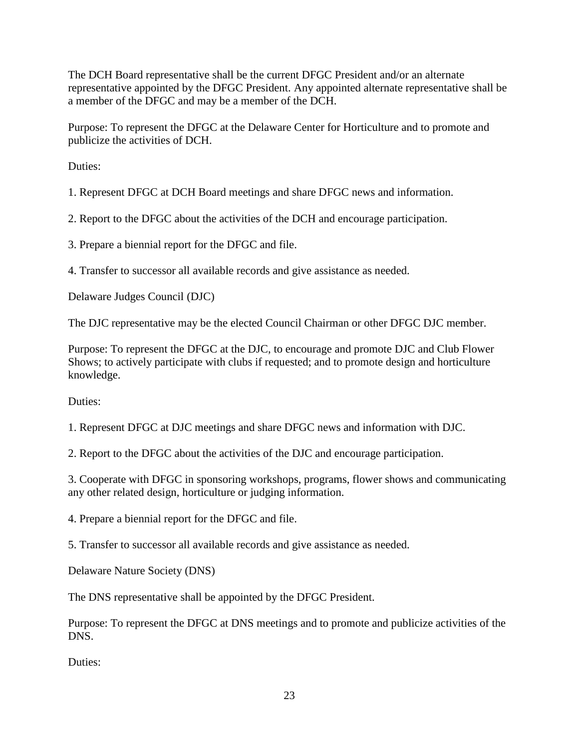The DCH Board representative shall be the current DFGC President and/or an alternate representative appointed by the DFGC President. Any appointed alternate representative shall be a member of the DFGC and may be a member of the DCH.

Purpose: To represent the DFGC at the Delaware Center for Horticulture and to promote and publicize the activities of DCH.

Duties:

1. Represent DFGC at DCH Board meetings and share DFGC news and information.

2. Report to the DFGC about the activities of the DCH and encourage participation.

3. Prepare a biennial report for the DFGC and file.

4. Transfer to successor all available records and give assistance as needed.

Delaware Judges Council (DJC)

The DJC representative may be the elected Council Chairman or other DFGC DJC member.

Purpose: To represent the DFGC at the DJC, to encourage and promote DJC and Club Flower Shows; to actively participate with clubs if requested; and to promote design and horticulture knowledge.

Duties:

1. Represent DFGC at DJC meetings and share DFGC news and information with DJC.

2. Report to the DFGC about the activities of the DJC and encourage participation.

3. Cooperate with DFGC in sponsoring workshops, programs, flower shows and communicating any other related design, horticulture or judging information.

4. Prepare a biennial report for the DFGC and file.

5. Transfer to successor all available records and give assistance as needed.

Delaware Nature Society (DNS)

The DNS representative shall be appointed by the DFGC President.

Purpose: To represent the DFGC at DNS meetings and to promote and publicize activities of the DNS.

Duties: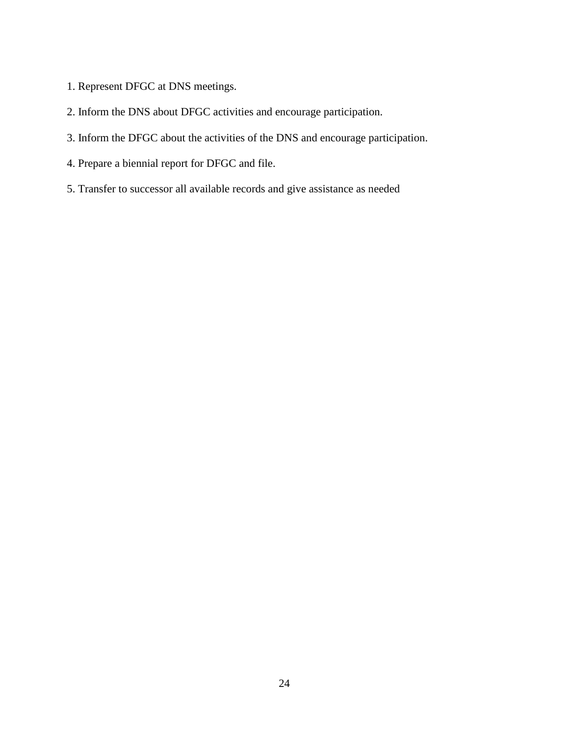1. Represent DFGC at DNS meetings.

2. Inform the DNS about DFGC activities and encourage participation.

3. Inform the DFGC about the activities of the DNS and encourage participation.

4. Prepare a biennial report for DFGC and file.

5. Transfer to successor all available records and give assistance as needed